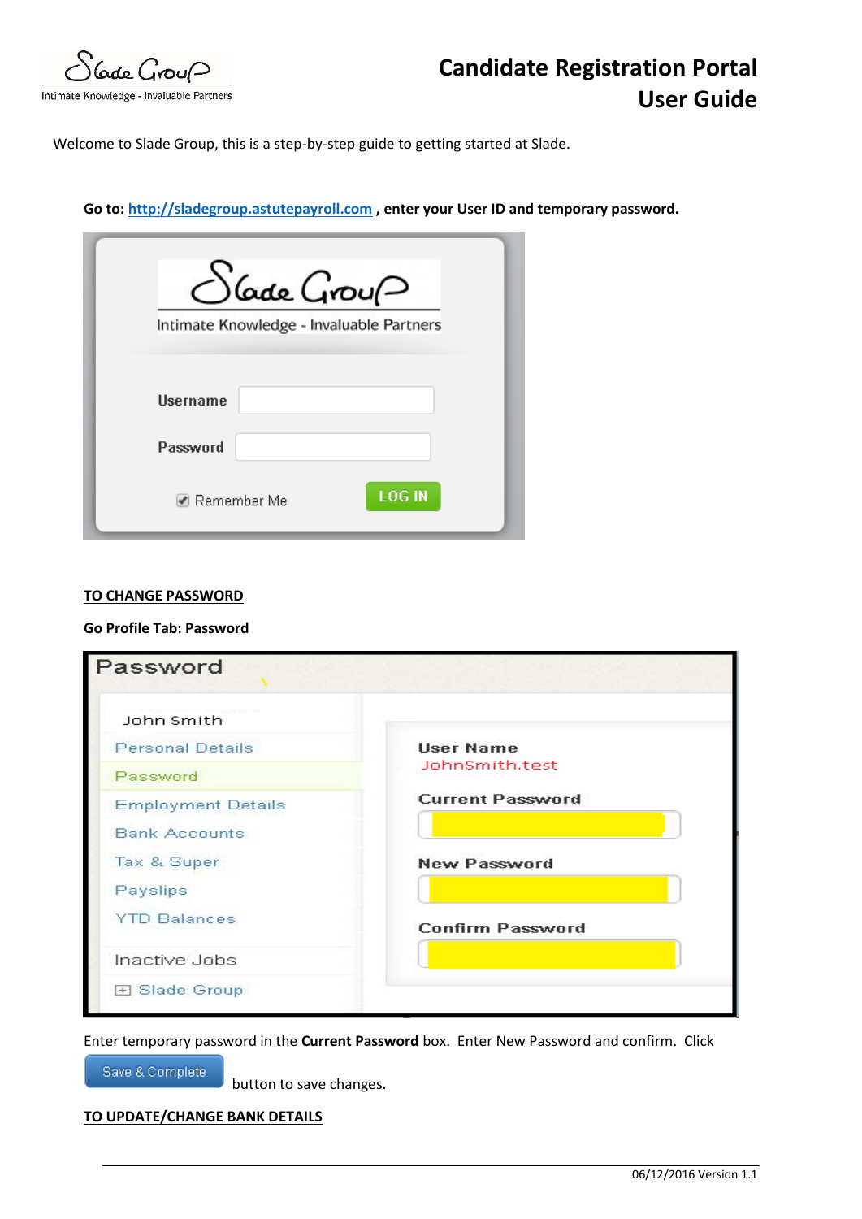Slade Group
Intimate Knowledge - Invaluable Partners

# Candidate Registration Portal User Guide

Welcome to Slade Group, this is a step-by-step guide to getting started at Slade.

**Go to: http://sladegroup.astutepayroll.com , enter your User ID and temporary password.**

Slade Group
Intimate Knowledge - Invaluable Partners

Username

Password

Remember Me

LOG IN

## TO CHANGE PASSWORD

**Go Profile Tab: Password**

Password

John Smith
Personal Details
Password
Employment Details
Bank Accounts
Tax & Super
Payslips
YTD Balances
Inactive Jobs
Slade Group

User Name
JohnSmith.test
Current Password
New Password
Confirm Password

Enter temporary password in the **Current Password** box. Enter New Password and confirm. Click Save & Complete button to save changes.

## TO UPDATE/CHANGE BANK DETAILS

06/12/2016 Version 1.1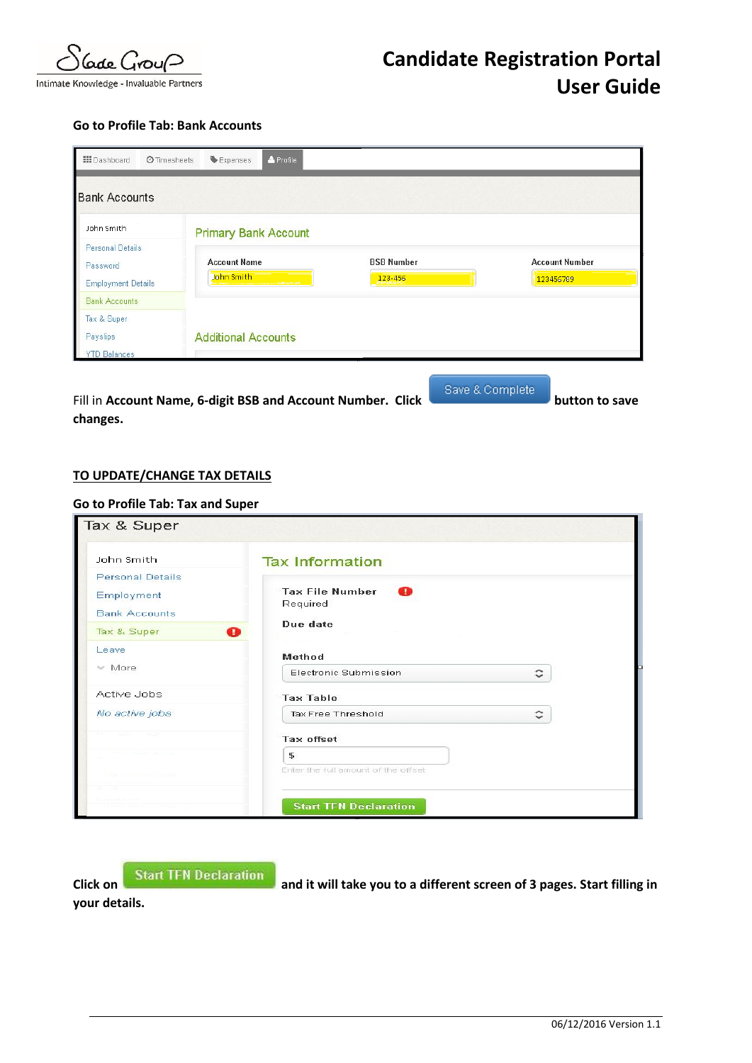**Go to Profile Tab: Bank Accounts**

Fill in **Account Name, 6-digit BSB and Account Number. Click** Save & Complete **button to save changes.**

**<u>TO UPDATE/CHANGE TAX DETAILS</u>**

**Go to Profile Tab: Tax and Super**

**Click on** Start TFN Declaration **and it will take you to a different screen of 3 pages. Start filling in your details.**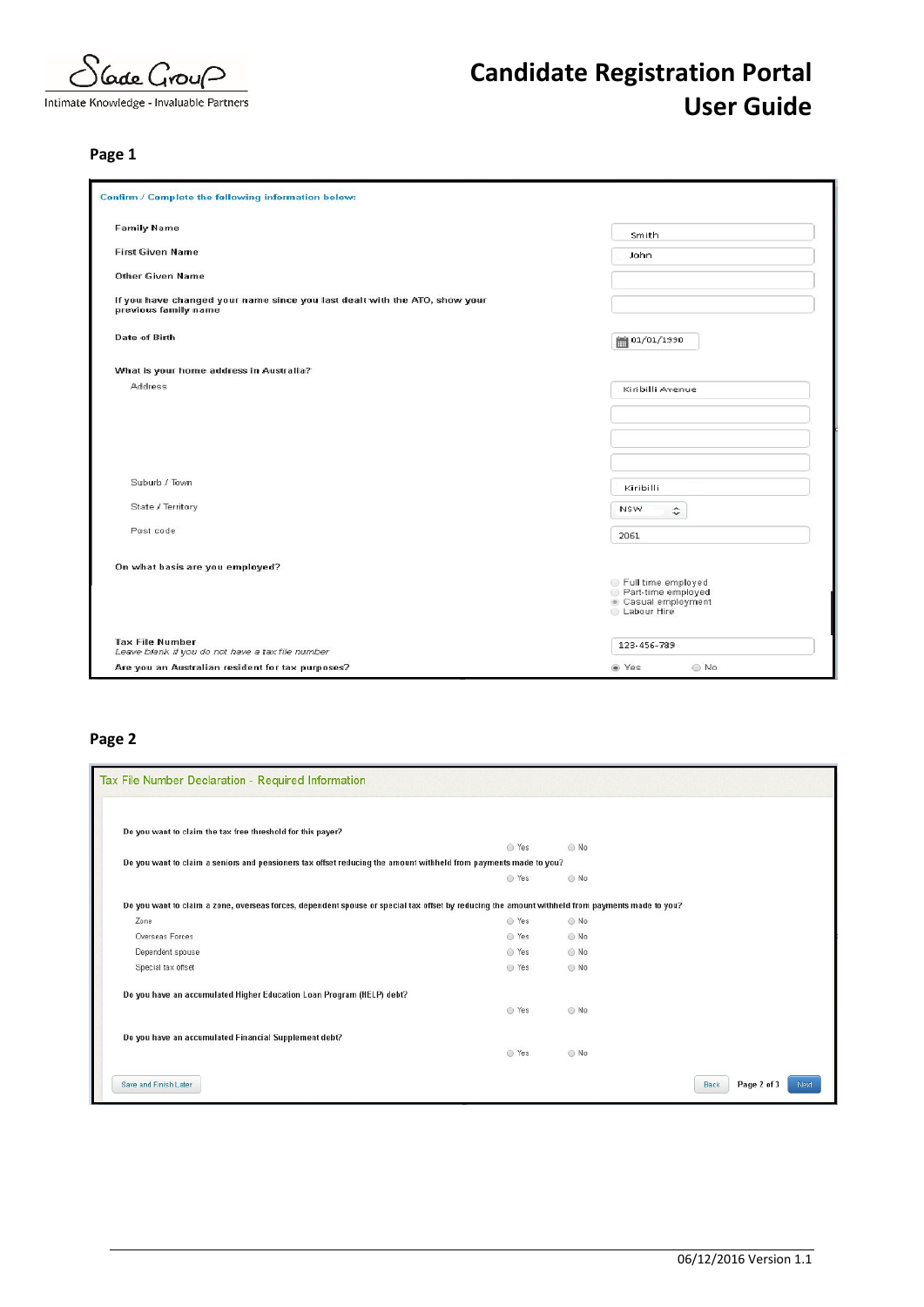# Candidate Registration Portal User Guide

Slade Group
Intimate Knowledge - Invaluable Partners

## Page 1

Confirm / Complete the following information below:

| Field | Value |
|---|---|
| Family Name | Smith |
| First Given Name | John |
| Other Given Name | |
| If you have changed your name since you last dealt with the ATO, show your previous family name | |
| Date of Birth | 01/01/1990 |

What is your home address in Australia?

| Field | Value |
|---|---|
| Address | Kiribilli Avenue |
| Suburb / Town | Kiribilli |
| State / Territory | NSW |
| Post code | 2061 |

On what basis are you employed?

- Full time employed
- Part-time employed
- Casual employment (selected)
- Labour Hire

Tax File Number
*Leave blank if you do not have a tax file number*
123-456-789

Are you an Australian resident for tax purposes? Yes (selected) / No

## Page 2

Tax File Number Declaration - Required Information

Do you want to claim the tax free threshold for this payer? Yes / No

Do you want to claim a seniors and pensioners tax offset reducing the amount withheld from payments made to you? Yes / No

Do you want to claim a zone, overseas forces, dependent spouse or special tax offset by reducing the amount withheld from payments made to you?

| | | |
|---|---|---|
| Zone | Yes | No |
| Overseas Forces | Yes | No |
| Dependent spouse | Yes | No |
| Special tax offset | Yes | No |

Do you have an accumulated Higher Education Loan Program (HELP) debt? Yes / No

Do you have an accumulated Financial Supplement debt? Yes / No

Save and Finish Later | Back | Page 2 of 3 | Next

06/12/2016 Version 1.1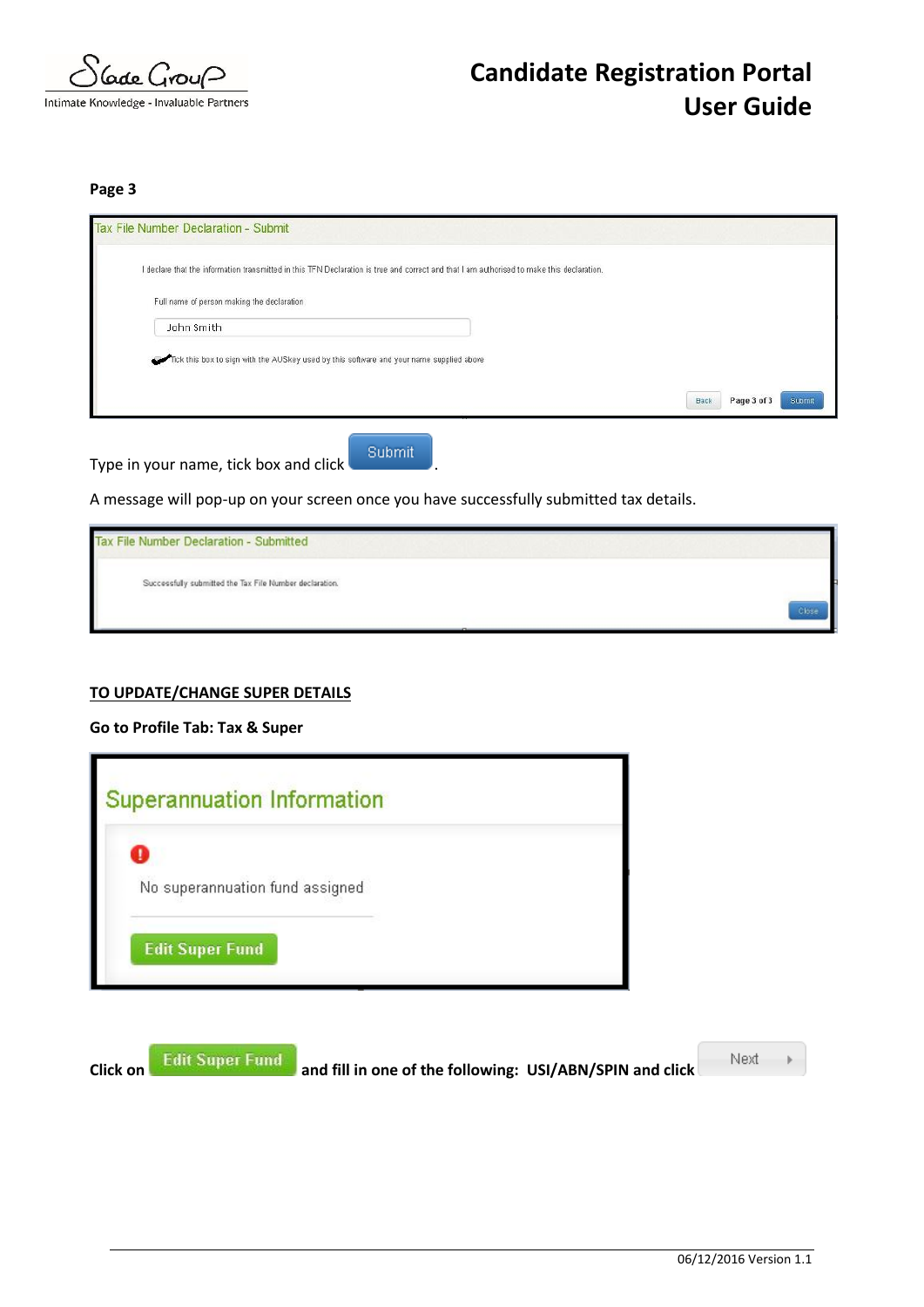**Page 3**

Tax File Number Declaration - Submit

I declare that the information transmitted in this TFN Declaration is true and correct and that I am authorised to make this declaration.

Full name of person making the declaration

John Smith

Tick this box to sign with the AUSkey used by this software and your name supplied above

Back Page 3 of 3 Submit

Type in your name, tick box and click Submit.

A message will pop-up on your screen once you have successfully submitted tax details.

Tax File Number Declaration - Submitted

Successfully submitted the Tax File Number declaration.

Close

**TO UPDATE/CHANGE SUPER DETAILS**

**Go to Profile Tab: Tax & Super**

Superannuation Information

No superannuation fund assigned

Edit Super Fund

**Click on Edit Super Fund and fill in one of the following: USI/ABN/SPIN and click Next**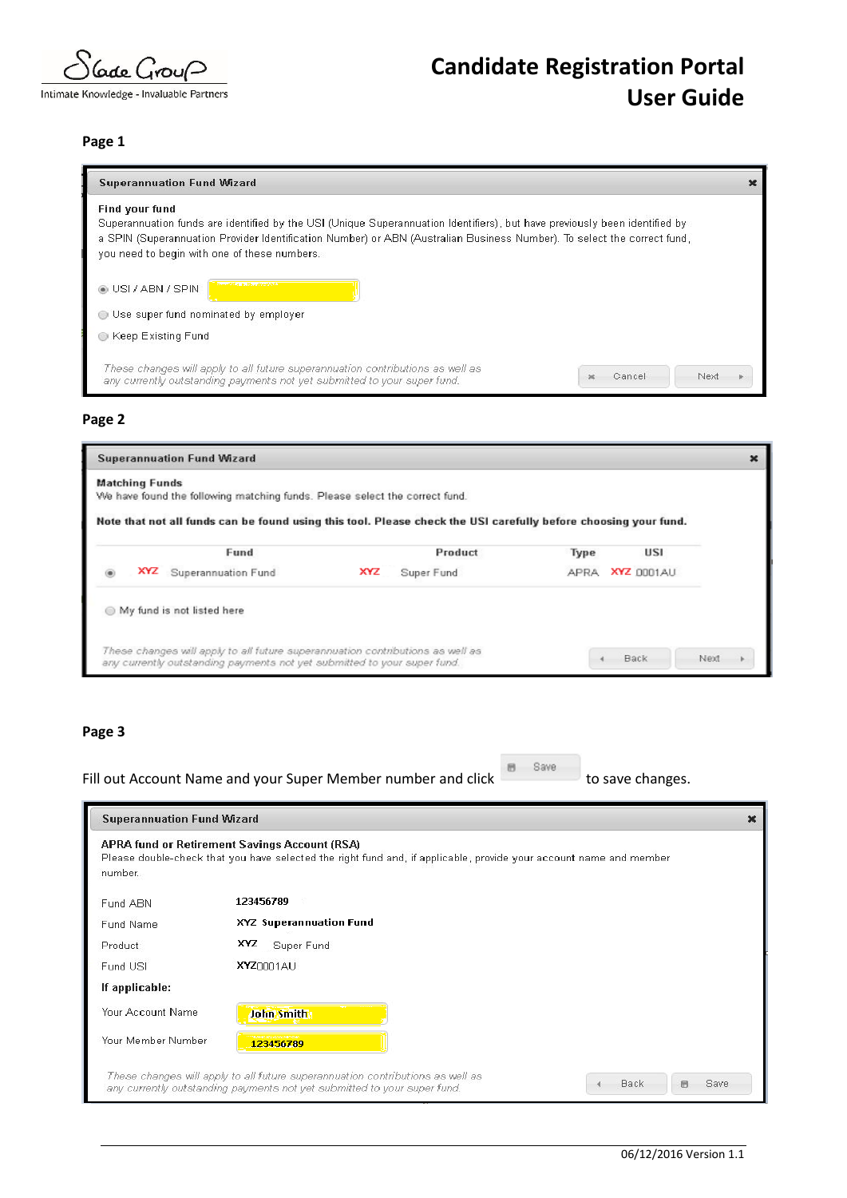**Page 1**

**Superannuation Fund Wizard**

**Find your fund**

Superannuation funds are identified by the USI (Unique Superannuation Identifiers), but have previously been identified by a SPIN (Superannuation Provider Identification Number) or ABN (Australian Business Number). To select the correct fund, you need to begin with one of these numbers.

- USI / ABN / SPIN
- Use super fund nominated by employer
- Keep Existing Fund

*These changes will apply to all future superannuation contributions as well as any currently outstanding payments not yet submitted to your super fund.*

Cancel | Next

**Page 2**

**Superannuation Fund Wizard**

**Matching Funds**

We have found the following matching funds. Please select the correct fund.

**Note that not all funds can be found using this tool. Please check the USI carefully before choosing your fund.**

| Fund | Product | Type | USI |
|---|---|---|---|
| XYZ Superannuation Fund | XYZ Super Fund | APRA | XYZ 0001AU |

- My fund is not listed here

*These changes will apply to all future superannuation contributions as well as any currently outstanding payments not yet submitted to your super fund.*

Back | Next

**Page 3**

Fill out Account Name and your Super Member number and click Save to save changes.

**Superannuation Fund Wizard**

**APRA fund or Retirement Savings Account (RSA)**

Please double-check that you have selected the right fund and, if applicable, provide your account name and member number.

| | |
|---|---|
| Fund ABN | 123456789 |
| Fund Name | XYZ Superannuation Fund |
| Product | XYZ Super Fund |
| Fund USI | XYZ0001AU |

**If applicable:**

| | |
|---|---|
| Your Account Name | John Smith |
| Your Member Number | 123456789 |

*These changes will apply to all future superannuation contributions as well as any currently outstanding payments not yet submitted to your super fund.*

Back | Save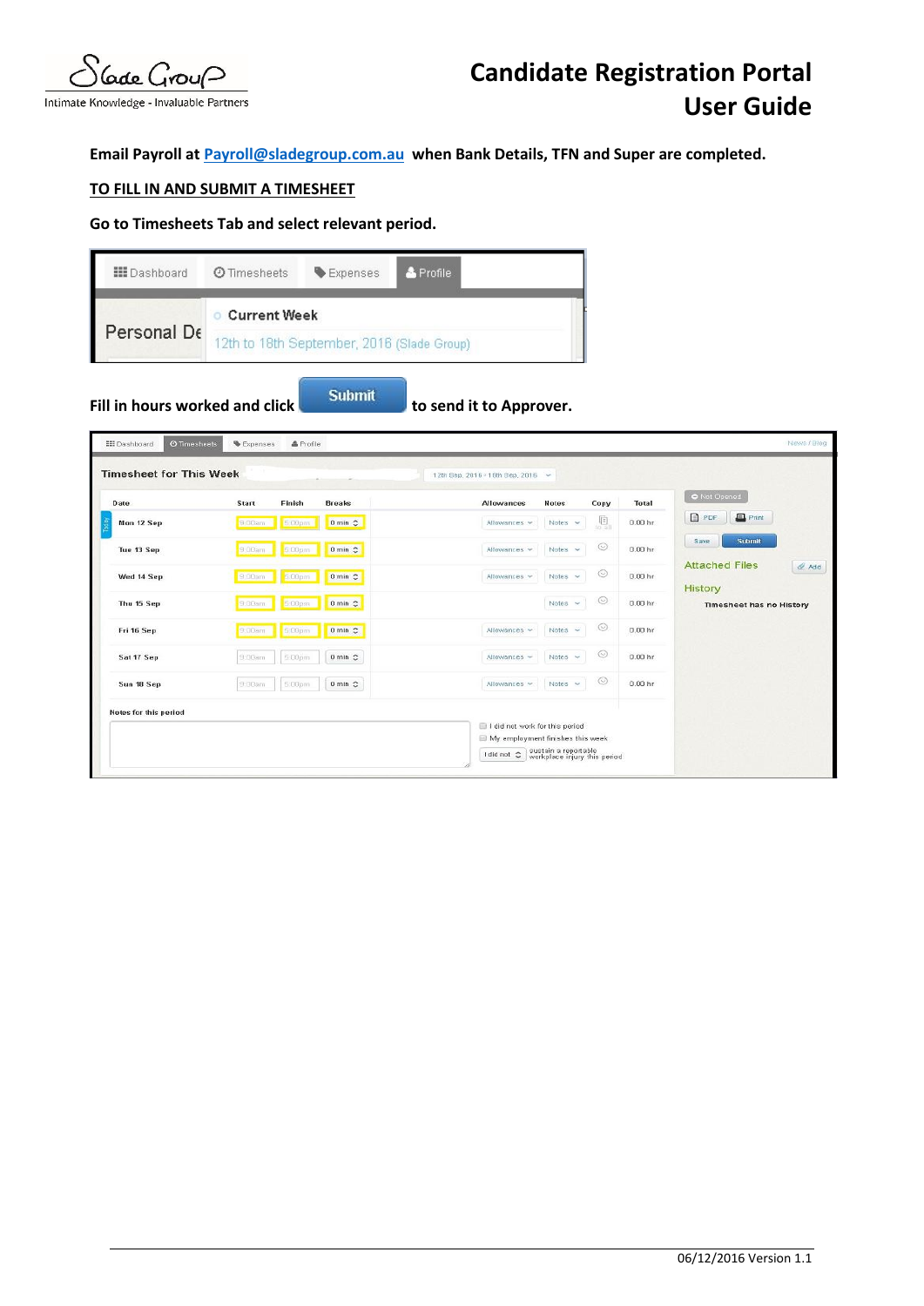Email Payroll at [Payroll@sladegroup.com.au](mailto:Payroll@sladegroup.com.au) when Bank Details, TFN and Super are completed.

**TO FILL IN AND SUBMIT A TIMESHEET**

**Go to Timesheets Tab and select relevant period.**

**Fill in hours worked and click Submit to send it to Approver.**

06/12/2016 Version 1.1